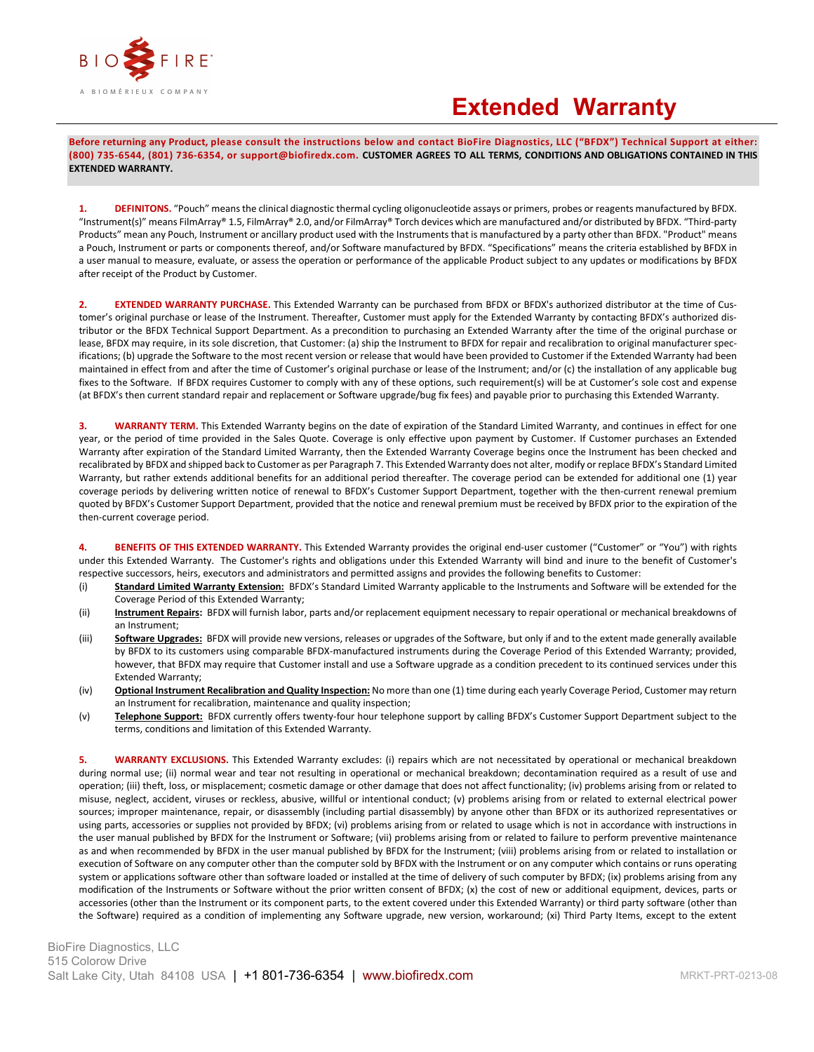# Extended Warranty

**Before returning any Product, please consult the instructions below and contact BioFire Diagnostics, LLC ("BFDX") Technical Support at either: (800) 735-6544, (801) 736-6354, or support@biofiredx.com. CUSTOMER AGREES TO ALL TERMS, CONDITIONS AND OBLIGATIONS CONTAINED IN THIS EXTENDED WARRANTY.**

**1. DEFINITONS.** "Pouch" means the clinical diagnostic thermal cycling oligonucleotide assays or primers, probes or reagents manufactured by BFDX. "Instrument(s)" means FilmArray® 1.5, FilmArray® 2.0, and/or FilmArray® Torch devices which are manufactured and/or distributed by BFDX. "Third-party Products" mean any Pouch, Instrument or ancillary product used with the Instruments that is manufactured by a party other than BFDX. "Product" means a Pouch, Instrument or parts or components thereof, and/or Software manufactured by BFDX. "Specifications" means the criteria established by BFDX in a user manual to measure, evaluate, or assess the operation or performance of the applicable Product subject to any updates or modifications by BFDX after receipt of the Product by Customer.

**2. EXTENDED WARRANTY PURCHASE.** This Extended Warranty can be purchased from BFDX or BFDX's authorized distributor at the time of Customer's original purchase or lease of the Instrument. Thereafter, Customer must apply for the Extended Warranty by contacting BFDX's authorized distributor or the BFDX Technical Support Department. As a precondition to purchasing an Extended Warranty after the time of the original purchase or lease, BFDX may require, in its sole discretion, that Customer: (a) ship the Instrument to BFDX for repair and recalibration to original manufacturer specifications; (b) upgrade the Software to the most recent version or release that would have been provided to Customer if the Extended Warranty had been maintained in effect from and after the time of Customer's original purchase or lease of the Instrument; and/or (c) the installation of any applicable bug fixes to the Software. If BFDX requires Customer to comply with any of these options, such requirement(s) will be at Customer's sole cost and expense (at BFDX's then current standard repair and replacement or Software upgrade/bug fix fees) and payable prior to purchasing this Extended Warranty.

**3. WARRANTY TERM.** This Extended Warranty begins on the date of expiration of the Standard Limited Warranty, and continues in effect for one year, or the period of time provided in the Sales Quote. Coverage is only effective upon payment by Customer. If Customer purchases an Extended Warranty after expiration of the Standard Limited Warranty, then the Extended Warranty Coverage begins once the Instrument has been checked and recalibrated by BFDX and shipped back to Customer as per Paragraph 7. This Extended Warranty does not alter, modify or replace BFDX's Standard Limited Warranty, but rather extends additional benefits for an additional period thereafter. The coverage period can be extended for additional one (1) year coverage periods by delivering written notice of renewal to BFDX's Customer Support Department, together with the then-current renewal premium quoted by BFDX's Customer Support Department, provided that the notice and renewal premium must be received by BFDX prior to the expiration of the then-current coverage period.

**4. BENEFITS OF THIS EXTENDED WARRANTY.** This Extended Warranty provides the original end-user customer ("Customer" or "You") with rights under this Extended Warranty. The Customer's rights and obligations under this Extended Warranty will bind and inure to the benefit of Customer's respective successors, heirs, executors and administrators and permitted assigns and provides the following benefits to Customer:

(i) **Standard Limited Warranty Extension:** BFDX's Standard Limited Warranty applicable to the Instruments and Software will be extended for the Coverage Period of this Extended Warranty;

(ii) **Instrument Repairs:** BFDX will furnish labor, parts and/or replacement equipment necessary to repair operational or mechanical breakdowns of an Instrument;

(iii) **Software Upgrades:** BFDX will provide new versions, releases or upgrades of the Software, but only if and to the extent made generally available by BFDX to its customers using comparable BFDX-manufactured instruments during the Coverage Period of this Extended Warranty; provided, however, that BFDX may require that Customer install and use a Software upgrade as a condition precedent to its continued services under this Extended Warranty;

(iv) **Optional Instrument Recalibration and Quality Inspection:** No more than one (1) time during each yearly Coverage Period, Customer may return an Instrument for recalibration, maintenance and quality inspection;

(v) **Telephone Support:** BFDX currently offers twenty-four hour telephone support by calling BFDX's Customer Support Department subject to the terms, conditions and limitation of this Extended Warranty.

**5. WARRANTY EXCLUSIONS.** This Extended Warranty excludes: (i) repairs which are not necessitated by operational or mechanical breakdown during normal use; (ii) normal wear and tear not resulting in operational or mechanical breakdown; decontamination required as a result of use and operation; (iii) theft, loss, or misplacement; cosmetic damage or other damage that does not affect functionality; (iv) problems arising from or related to misuse, neglect, accident, viruses or reckless, abusive, willful or intentional conduct; (v) problems arising from or related to external electrical power sources; improper maintenance, repair, or disassembly (including partial disassembly) by anyone other than BFDX or its authorized representatives or using parts, accessories or supplies not provided by BFDX; (vi) problems arising from or related to usage which is not in accordance with instructions in the user manual published by BFDX for the Instrument or Software; (vii) problems arising from or related to failure to perform preventive maintenance as and when recommended by BFDX in the user manual published by BFDX for the Instrument; (viii) problems arising from or related to installation or execution of Software on any computer other than the computer sold by BFDX with the Instrument or on any computer which contains or runs operating system or applications software other than software loaded or installed at the time of delivery of such computer by BFDX; (ix) problems arising from any modification of the Instruments or Software without the prior written consent of BFDX; (x) the cost of new or additional equipment, devices, parts or accessories (other than the Instrument or its component parts, to the extent covered under this Extended Warranty) or third party software (other than the Software) required as a condition of implementing any Software upgrade, new version, workaround; (xi) Third Party Items, except to the extent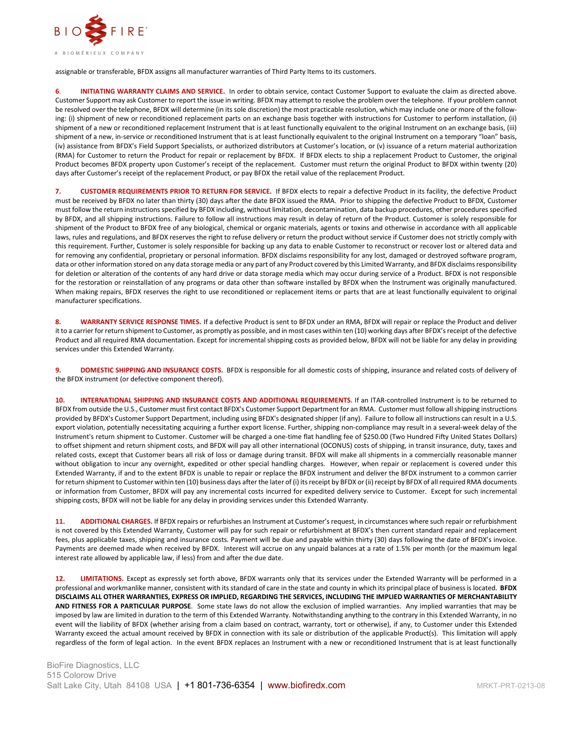assignable or transferable, BFDX assigns all manufacturer warranties of Third Party Items to its customers.

**6. INITIATING WARRANTY CLAIMS AND SERVICE.** In order to obtain service, contact Customer Support to evaluate the claim as directed above. Customer Support may ask Customer to report the issue in writing. BFDX may attempt to resolve the problem over the telephone. If your problem cannot be resolved over the telephone, BFDX will determine (in its sole discretion) the most practicable resolution, which may include one or more of the following: (i) shipment of new or reconditioned replacement parts on an exchange basis together with instructions for Customer to perform installation, (ii) shipment of a new or reconditioned replacement Instrument that is at least functionally equivalent to the original Instrument on an exchange basis, (iii) shipment of a new, in-service or reconditioned Instrument that is at least functionally equivalent to the original Instrument on a temporary "loan" basis, (iv) assistance from BFDX's Field Support Specialists, or authorized distributors at Customer's location, or (v) issuance of a return material authorization (RMA) for Customer to return the Product for repair or replacement by BFDX. If BFDX elects to ship a replacement Product to Customer, the original Product becomes BFDX property upon Customer's receipt of the replacement. Customer must return the original Product to BFDX within twenty (20) days after Customer's receipt of the replacement Product, or pay BFDX the retail value of the replacement Product.

**7. CUSTOMER REQUIREMENTS PRIOR TO RETURN FOR SERVICE.** If BFDX elects to repair a defective Product in its facility, the defective Product must be received by BFDX no later than thirty (30) days after the date BFDX issued the RMA. Prior to shipping the defective Product to BFDX, Customer must follow the return instructions specified by BFDX including, without limitation, decontamination, data backup procedures, other procedures specified by BFDX, and all shipping instructions. Failure to follow all instructions may result in delay of return of the Product. Customer is solely responsible for shipment of the Product to BFDX free of any biological, chemical or organic materials, agents or toxins and otherwise in accordance with all applicable laws, rules and regulations, and BFDX reserves the right to refuse delivery or return the product without service if Customer does not strictly comply with this requirement. Further, Customer is solely responsible for backing up any data to enable Customer to reconstruct or recover lost or altered data and for removing any confidential, proprietary or personal information. BFDX disclaims responsibility for any lost, damaged or destroyed software program, data or other information stored on any data storage media or any part of any Product covered by this Limited Warranty, and BFDX disclaims responsibility for deletion or alteration of the contents of any hard drive or data storage media which may occur during service of a Product. BFDX is not responsible for the restoration or reinstallation of any programs or data other than software installed by BFDX when the Instrument was originally manufactured. When making repairs, BFDX reserves the right to use reconditioned or replacement items or parts that are at least functionally equivalent to original manufacturer specifications.

**8. WARRANTY SERVICE RESPONSE TIMES.** If a defective Product is sent to BFDX under an RMA, BFDX will repair or replace the Product and deliver it to a carrier for return shipment to Customer, as promptly as possible, and in most cases within ten (10) working days after BFDX's receipt of the defective Product and all required RMA documentation. Except for incremental shipping costs as provided below, BFDX will not be liable for any delay in providing services under this Extended Warranty.

**9. DOMESTIC SHIPPING AND INSURANCE COSTS.** BFDX is responsible for all domestic costs of shipping, insurance and related costs of delivery of the BFDX instrument (or defective component thereof).

**10. INTERNATIONAL SHIPPING AND INSURANCE COSTS AND ADDITIONAL REQUIREMENTS.** If an ITAR-controlled Instrument is to be returned to BFDX from outside the U.S., Customer must first contact BFDX's Customer Support Department for an RMA. Customer must follow all shipping instructions provided by BFDX's Customer Support Department, including using BFDX's designated shipper (if any). Failure to follow all instructions can result in a U.S. export violation, potentially necessitating acquiring a further export license. Further, shipping non-compliance may result in a several-week delay of the Instrument's return shipment to Customer. Customer will be charged a one-time flat handling fee of $250.00 (Two Hundred Fifty United States Dollars) to offset shipment and return shipment costs, and BFDX will pay all other international (OCONUS) costs of shipping, in transit insurance, duty, taxes and related costs, except that Customer bears all risk of loss or damage during transit. BFDX will make all shipments in a commercially reasonable manner without obligation to incur any overnight, expedited or other special handling charges. However, when repair or replacement is covered under this Extended Warranty, if and to the extent BFDX is unable to repair or replace the BFDX instrument and deliver the BFDX instrument to a common carrier for return shipment to Customer within ten (10) business days after the later of (i) its receipt by BFDX or (ii) receipt by BFDX of all required RMA documents or information from Customer, BFDX will pay any incremental costs incurred for expedited delivery service to Customer. Except for such incremental shipping costs, BFDX will not be liable for any delay in providing services under this Extended Warranty.

**11. ADDITIONAL CHARGES.** If BFDX repairs or refurbishes an Instrument at Customer's request, in circumstances where such repair or refurbishment is not covered by this Extended Warranty, Customer will pay for such repair or refurbishment at BFDX's then current standard repair and replacement fees, plus applicable taxes, shipping and insurance costs. Payment will be due and payable within thirty (30) days following the date of BFDX's invoice. Payments are deemed made when received by BFDX. Interest will accrue on any unpaid balances at a rate of 1.5% per month (or the maximum legal interest rate allowed by applicable law, if less) from and after the due date.

**12. LIMITATIONS.** Except as expressly set forth above, BFDX warrants only that its services under the Extended Warranty will be performed in a professional and workmanlike manner, consistent with its standard of care in the state and county in which its principal place of business is located. **BFDX DISCLAIMS ALL OTHER WARRANTIES, EXPRESS OR IMPLIED, REGARDING THE SERVICES, INCLUDING THE IMPLIED WARRANTIES OF MERCHANTABILITY AND FITNESS FOR A PARTICULAR PURPOSE**. Some state laws do not allow the exclusion of implied warranties. Any implied warranties that may be imposed by law are limited in duration to the term of this Extended Warranty. Notwithstanding anything to the contrary in this Extended Warranty, in no event will the liability of BFDX (whether arising from a claim based on contract, warranty, tort or otherwise), if any, to Customer under this Extended Warranty exceed the actual amount received by BFDX in connection with its sale or distribution of the applicable Product(s). This limitation will apply regardless of the form of legal action. In the event BFDX replaces an Instrument with a new or reconditioned Instrument that is at least functionally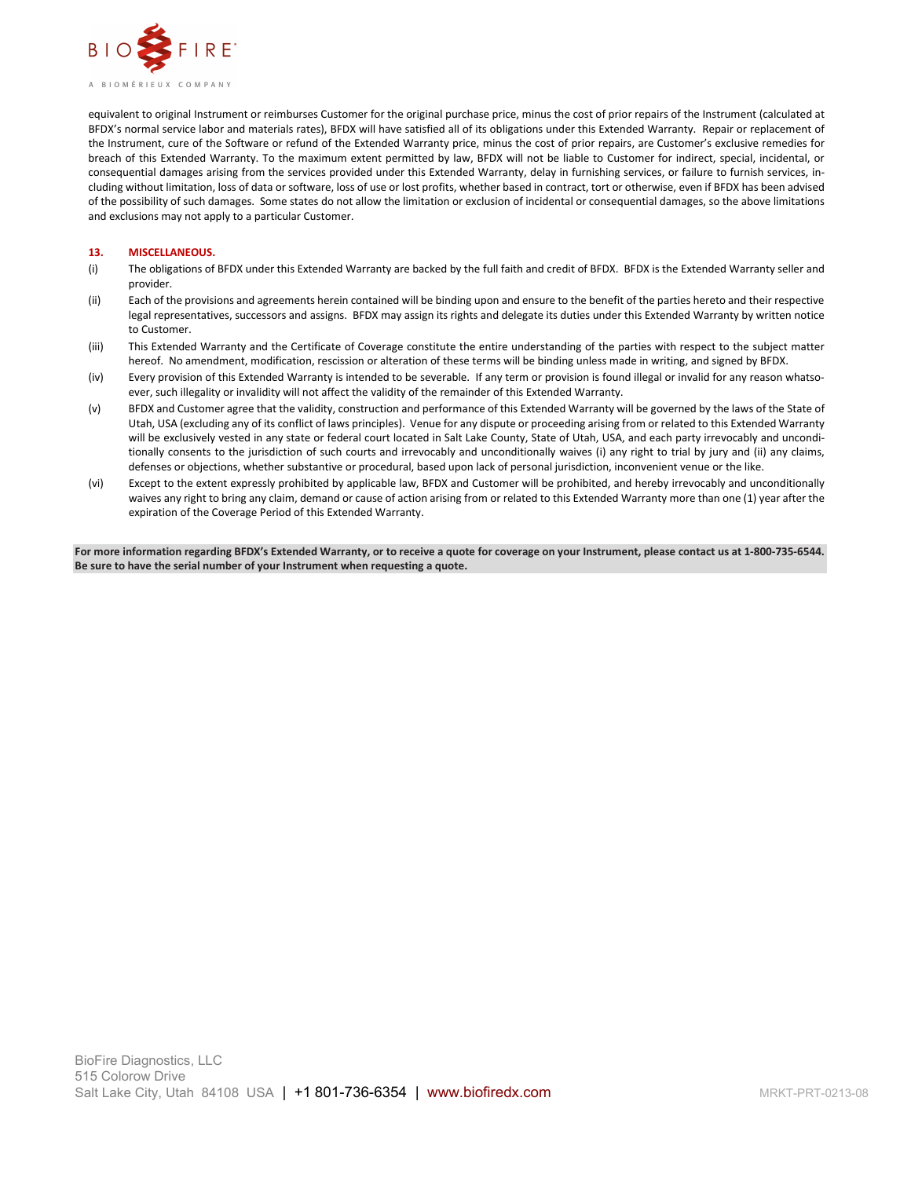equivalent to original Instrument or reimburses Customer for the original purchase price, minus the cost of prior repairs of the Instrument (calculated at BFDX's normal service labor and materials rates), BFDX will have satisfied all of its obligations under this Extended Warranty. Repair or replacement of the Instrument, cure of the Software or refund of the Extended Warranty price, minus the cost of prior repairs, are Customer's exclusive remedies for breach of this Extended Warranty. To the maximum extent permitted by law, BFDX will not be liable to Customer for indirect, special, incidental, or consequential damages arising from the services provided under this Extended Warranty, delay in furnishing services, or failure to furnish services, including without limitation, loss of data or software, loss of use or lost profits, whether based in contract, tort or otherwise, even if BFDX has been advised of the possibility of such damages. Some states do not allow the limitation or exclusion of incidental or consequential damages, so the above limitations and exclusions may not apply to a particular Customer.

**13. MISCELLANEOUS.**

(i) The obligations of BFDX under this Extended Warranty are backed by the full faith and credit of BFDX. BFDX is the Extended Warranty seller and provider.

(ii) Each of the provisions and agreements herein contained will be binding upon and ensure to the benefit of the parties hereto and their respective legal representatives, successors and assigns. BFDX may assign its rights and delegate its duties under this Extended Warranty by written notice to Customer.

(iii) This Extended Warranty and the Certificate of Coverage constitute the entire understanding of the parties with respect to the subject matter hereof. No amendment, modification, rescission or alteration of these terms will be binding unless made in writing, and signed by BFDX.

(iv) Every provision of this Extended Warranty is intended to be severable. If any term or provision is found illegal or invalid for any reason whatsoever, such illegality or invalidity will not affect the validity of the remainder of this Extended Warranty.

(v) BFDX and Customer agree that the validity, construction and performance of this Extended Warranty will be governed by the laws of the State of Utah, USA (excluding any of its conflict of laws principles). Venue for any dispute or proceeding arising from or related to this Extended Warranty will be exclusively vested in any state or federal court located in Salt Lake County, State of Utah, USA, and each party irrevocably and unconditionally consents to the jurisdiction of such courts and irrevocably and unconditionally waives (i) any right to trial by jury and (ii) any claims, defenses or objections, whether substantive or procedural, based upon lack of personal jurisdiction, inconvenient venue or the like.

(vi) Except to the extent expressly prohibited by applicable law, BFDX and Customer will be prohibited, and hereby irrevocably and unconditionally waives any right to bring any claim, demand or cause of action arising from or related to this Extended Warranty more than one (1) year after the expiration of the Coverage Period of this Extended Warranty.

**For more information regarding BFDX's Extended Warranty, or to receive a quote for coverage on your Instrument, please contact us at 1-800-735-6544. Be sure to have the serial number of your Instrument when requesting a quote.**

BioFire Diagnostics, LLC
515 Colorow Drive
Salt Lake City, Utah 84108 USA | +1 801-736-6354 | www.biofiredx.com

MRKT-PRT-0213-08